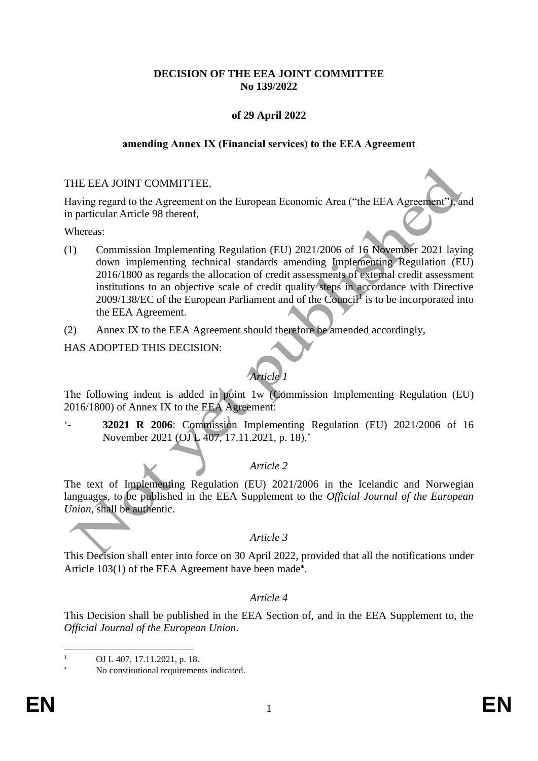**DECISION OF THE EEA JOINT COMMITTEE**
**No 139/2022**

**of 29 April 2022**

**amending Annex IX (Financial services) to the EEA Agreement**

THE EEA JOINT COMMITTEE,

Having regard to the Agreement on the European Economic Area ("the EEA Agreement"), and in particular Article 98 thereof,

Whereas:

(1) Commission Implementing Regulation (EU) 2021/2006 of 16 November 2021 laying down implementing technical standards amending Implementing Regulation (EU) 2016/1800 as regards the allocation of credit assessments of external credit assessment institutions to an objective scale of credit quality steps in accordance with Directive 2009/138/EC of the European Parliament and of the Council[1] is to be incorporated into the EEA Agreement.

(2) Annex IX to the EEA Agreement should therefore be amended accordingly,

HAS ADOPTED THIS DECISION:

*Article 1*

The following indent is added in point 1w (Commission Implementing Regulation (EU) 2016/1800) of Annex IX to the EEA Agreement:

'- **32021 R 2006**: Commission Implementing Regulation (EU) 2021/2006 of 16 November 2021 (OJ L 407, 17.11.2021, p. 18).'

*Article 2*

The text of Implementing Regulation (EU) 2021/2006 in the Icelandic and Norwegian languages, to be published in the EEA Supplement to the *Official Journal of the European Union*, shall be authentic.

*Article 3*

This Decision shall enter into force on 30 April 2022, provided that all the notifications under Article 103(1) of the EEA Agreement have been made[*].

*Article 4*

This Decision shall be published in the EEA Section of, and in the EEA Supplement to, the *Official Journal of the European Union*.

---

[1] OJ L 407, 17.11.2021, p. 18.

[*] No constitutional requirements indicated.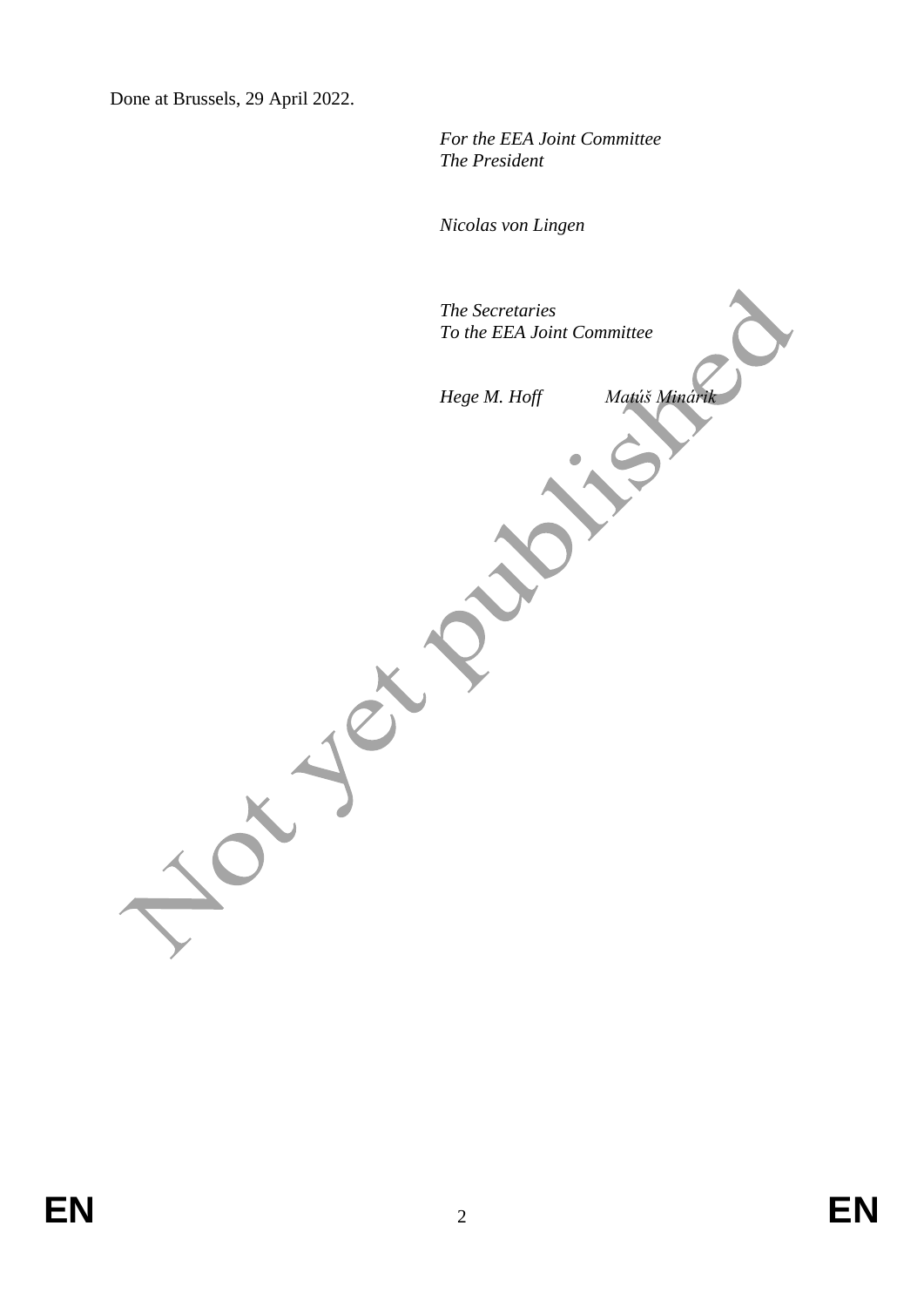Done at Brussels, 29 April 2022.

*For the EEA Joint Committee*
*The President*

*Nicolas von Lingen*

*The Secretaries*
*To the EEA Joint Committee*

*Hege M. Hoff* *Matúš Minárik*

Not yet published